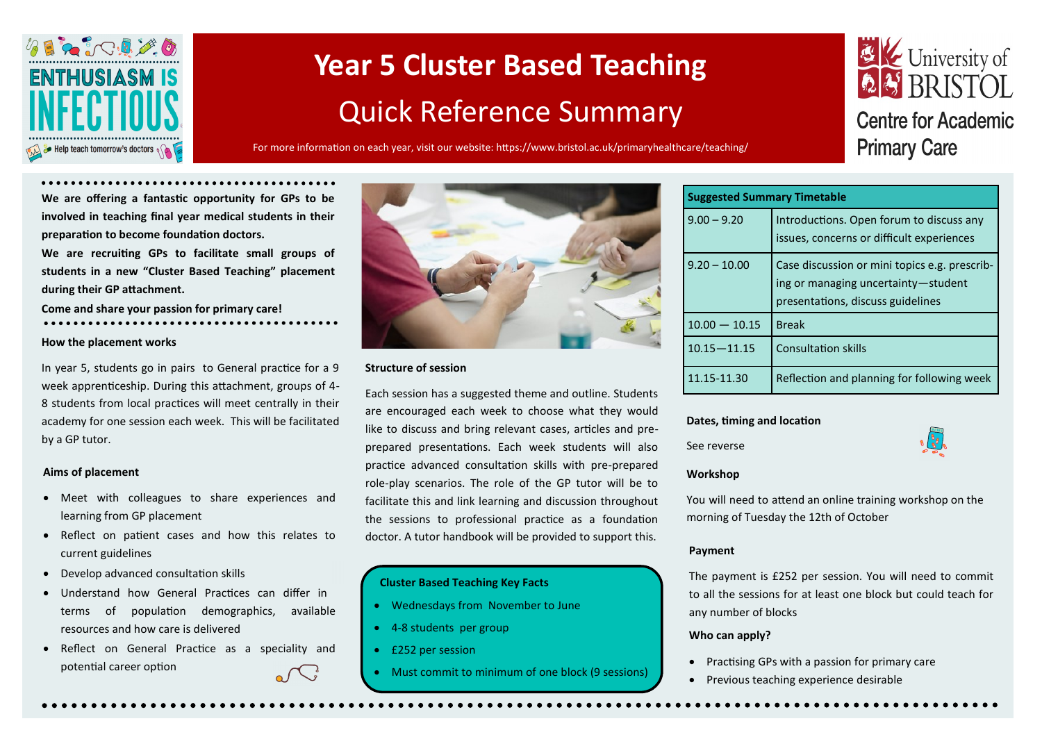# Year 5 Cluster Based Teaching

## Quick Reference Summary

For more information on each year, visit our website: https://www.bristol.ac.uk/primaryhealthcare/teaching/

University of Bristol – Centre for Academic Primary Care

**We are offering a fantastic opportunity for GPs to be involved in teaching final year medical students in their preparation to become foundation doctors.**

**We are recruiting GPs to facilitate small groups of students in a new "Cluster Based Teaching" placement during their GP attachment.**

**Come and share your passion for primary care!**

### How the placement works

In year 5, students go in pairs to General practice for a 9 week apprenticeship. During this attachment, groups of 4-8 students from local practices will meet centrally in their academy for one session each week. This will be facilitated by a GP tutor.

### Aims of placement

- Meet with colleagues to share experiences and learning from GP placement
- Reflect on patient cases and how this relates to current guidelines
- Develop advanced consultation skills
- Understand how General Practices can differ in terms of population demographics, available resources and how care is delivered
- Reflect on General Practice as a speciality and potential career option

### Structure of session

Each session has a suggested theme and outline. Students are encouraged each week to choose what they would like to discuss and bring relevant cases, articles and pre-prepared presentations. Each week students will also practice advanced consultation skills with pre-prepared role-play scenarios. The role of the GP tutor will be to facilitate this and link learning and discussion throughout the sessions to professional practice as a foundation doctor. A tutor handbook will be provided to support this.

### Cluster Based Teaching Key Facts

- Wednesdays from November to June
- 4-8 students per group
- £252 per session
- Must commit to minimum of one block (9 sessions)

| Suggested Summary Timetable | |
|---|---|
| 9.00 – 9.20 | Introductions. Open forum to discuss any issues, concerns or difficult experiences |
| 9.20 – 10.00 | Case discussion or mini topics e.g. prescribing or managing uncertainty—student presentations, discuss guidelines |
| 10.00 — 10.15 | Break |
| 10.15—11.15 | Consultation skills |
| 11.15-11.30 | Reflection and planning for following week |

### Dates, timing and location

See reverse

### Workshop

You will need to attend an online training workshop on the morning of Tuesday the 12th of October

### Payment

The payment is £252 per session. You will need to commit to all the sessions for at least one block but could teach for any number of blocks

### Who can apply?

- Practising GPs with a passion for primary care
- Previous teaching experience desirable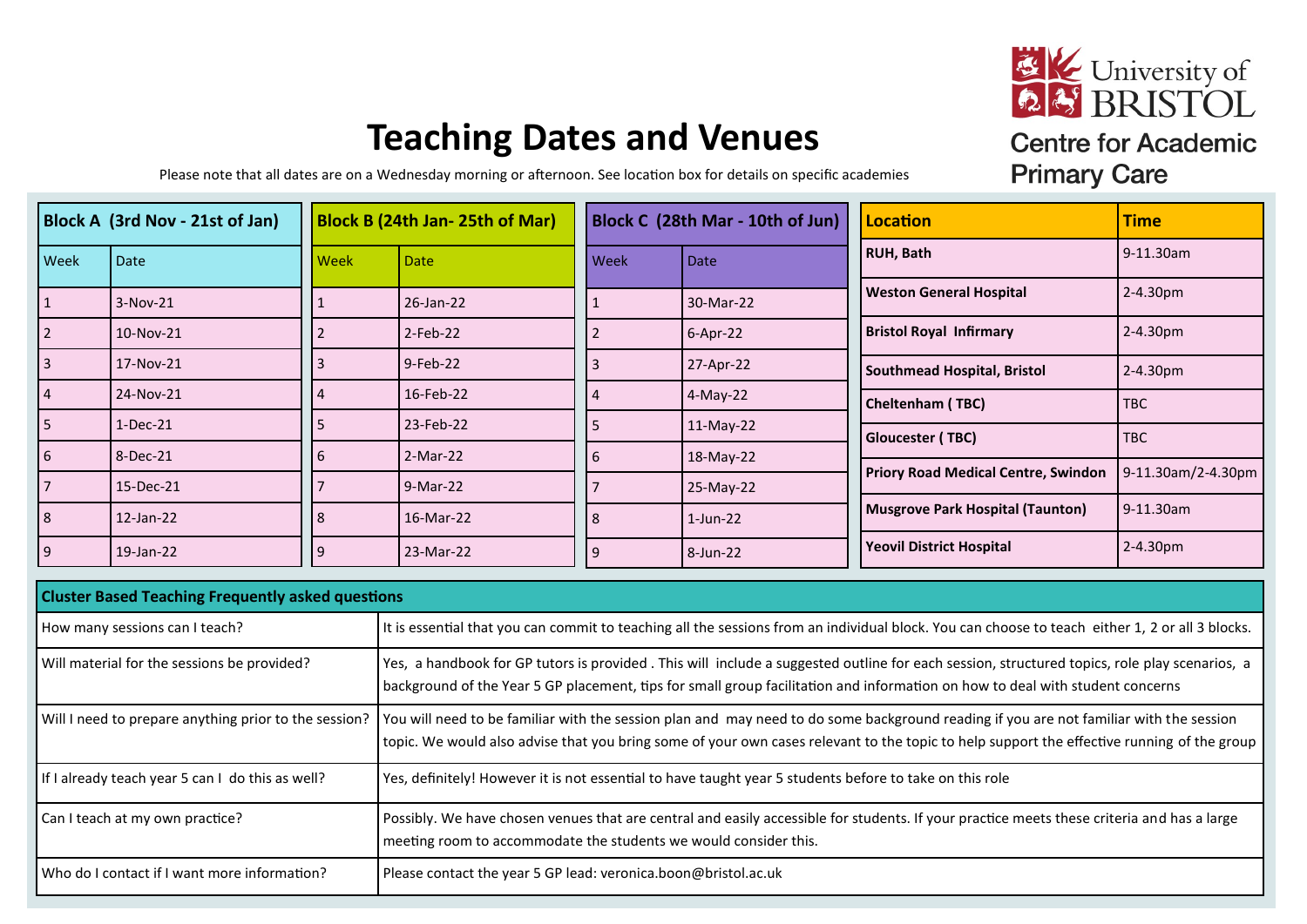University of BRISTOL
Centre for Academic Primary Care

# Teaching Dates and Venues

Please note that all dates are on a Wednesday morning or afternoon. See location box for details on specific academies

| Block A (3rd Nov - 21st of Jan) | |
|---|---|
| Week | Date |
| 1 | 3-Nov-21 |
| 2 | 10-Nov-21 |
| 3 | 17-Nov-21 |
| 4 | 24-Nov-21 |
| 5 | 1-Dec-21 |
| 6 | 8-Dec-21 |
| 7 | 15-Dec-21 |
| 8 | 12-Jan-22 |
| 9 | 19-Jan-22 |

| Block B (24th Jan- 25th of Mar) | |
|---|---|
| Week | Date |
| 1 | 26-Jan-22 |
| 2 | 2-Feb-22 |
| 3 | 9-Feb-22 |
| 4 | 16-Feb-22 |
| 5 | 23-Feb-22 |
| 6 | 2-Mar-22 |
| 7 | 9-Mar-22 |
| 8 | 16-Mar-22 |
| 9 | 23-Mar-22 |

| Block C (28th Mar - 10th of Jun) | |
|---|---|
| Week | Date |
| 1 | 30-Mar-22 |
| 2 | 6-Apr-22 |
| 3 | 27-Apr-22 |
| 4 | 4-May-22 |
| 5 | 11-May-22 |
| 6 | 18-May-22 |
| 7 | 25-May-22 |
| 8 | 1-Jun-22 |
| 9 | 8-Jun-22 |

| Location | Time |
|---|---|
| **RUH, Bath** | 9-11.30am |
| **Weston General Hospital** | 2-4.30pm |
| **Bristol Royal Infirmary** | 2-4.30pm |
| **Southmead Hospital, Bristol** | 2-4.30pm |
| **Cheltenham ( TBC)** | TBC |
| **Gloucester ( TBC)** | TBC |
| **Priory Road Medical Centre, Swindon** | 9-11.30am/2-4.30pm |
| **Musgrove Park Hospital (Taunton)** | 9-11.30am |
| **Yeovil District Hospital** | 2-4.30pm |

| Cluster Based Teaching Frequently asked questions | |
|---|---|
| How many sessions can I teach? | It is essential that you can commit to teaching all the sessions from an individual block. You can choose to teach either 1, 2 or all 3 blocks. |
| Will material for the sessions be provided? | Yes, a handbook for GP tutors is provided . This will include a suggested outline for each session, structured topics, role play scenarios, a background of the Year 5 GP placement, tips for small group facilitation and information on how to deal with student concerns |
| Will I need to prepare anything prior to the session? | You will need to be familiar with the session plan and may need to do some background reading if you are not familiar with the session topic. We would also advise that you bring some of your own cases relevant to the topic to help support the effective running of the group |
| If I already teach year 5 can I do this as well? | Yes, definitely! However it is not essential to have taught year 5 students before to take on this role |
| Can I teach at my own practice? | Possibly. We have chosen venues that are central and easily accessible for students. If your practice meets these criteria and has a large meeting room to accommodate the students we would consider this. |
| Who do I contact if I want more information? | Please contact the year 5 GP lead: veronica.boon@bristol.ac.uk |